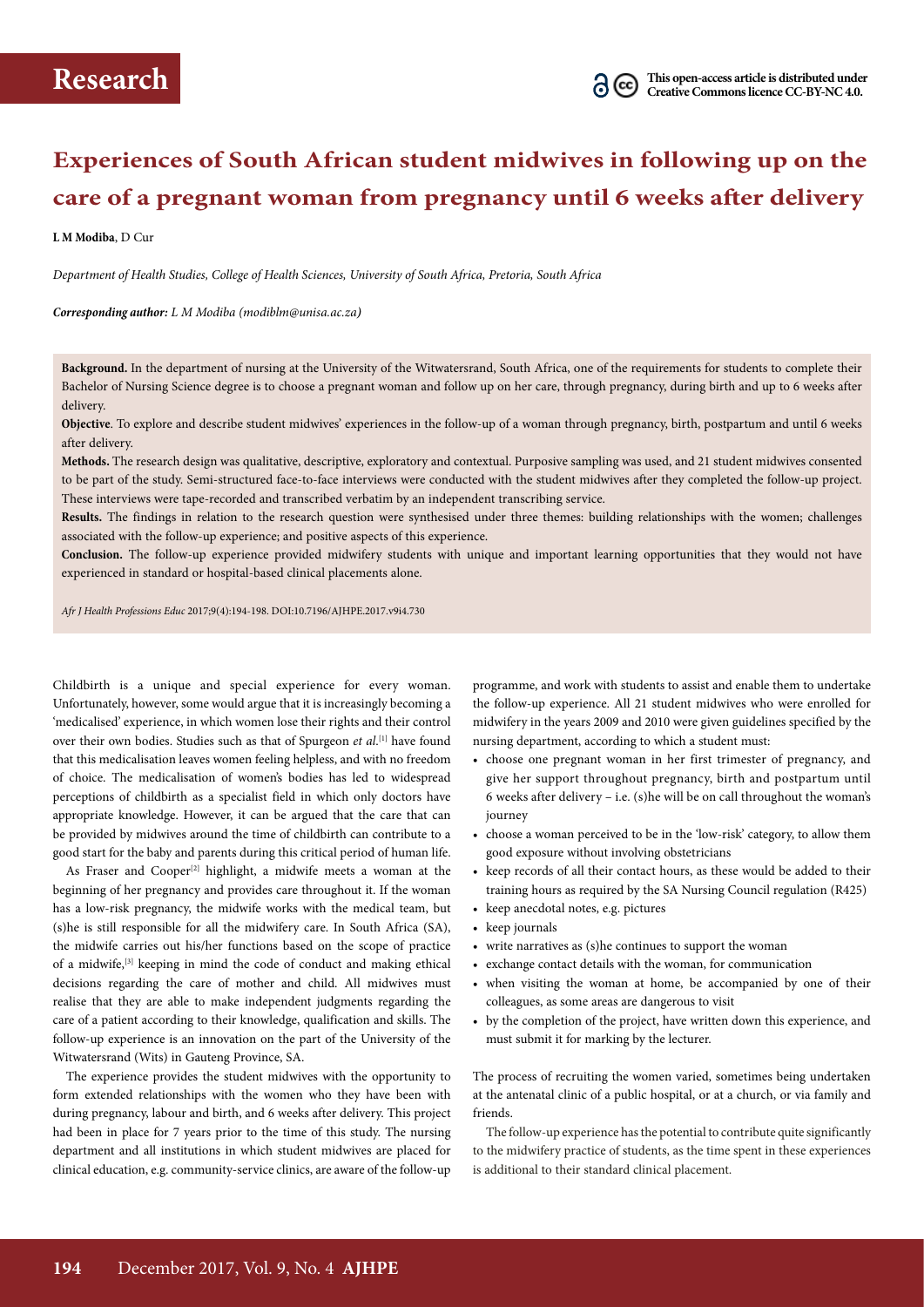# Experiences of South African student midwives in following up on the care of a pregnant woman from pregnancy until 6 weeks after delivery

**L M Modiba**, D Cur

*Department of Health Studies, College of Health Sciences, University of South Africa, Pretoria, South Africa*

***Corresponding author:** L M Modiba (modiblm@unisa.ac.za)*

**Background.** In the department of nursing at the University of the Witwatersrand, South Africa, one of the requirements for students to complete their Bachelor of Nursing Science degree is to choose a pregnant woman and follow up on her care, through pregnancy, during birth and up to 6 weeks after delivery.

**Objective.** To explore and describe student midwives' experiences in the follow-up of a woman through pregnancy, birth, postpartum and until 6 weeks after delivery.

**Methods.** The research design was qualitative, descriptive, exploratory and contextual. Purposive sampling was used, and 21 student midwives consented to be part of the study. Semi-structured face-to-face interviews were conducted with the student midwives after they completed the follow-up project. These interviews were tape-recorded and transcribed verbatim by an independent transcribing service.

**Results.** The findings in relation to the research question were synthesised under three themes: building relationships with the women; challenges associated with the follow-up experience; and positive aspects of this experience.

**Conclusion.** The follow-up experience provided midwifery students with unique and important learning opportunities that they would not have experienced in standard or hospital-based clinical placements alone.

*Afr J Health Professions Educ* 2017;9(4):194-198. DOI:10.7196/AJHPE.2017.v9i4.730

Childbirth is a unique and special experience for every woman. Unfortunately, however, some would argue that it is increasingly becoming a 'medicalised' experience, in which women lose their rights and their control over their own bodies. Studies such as that of Spurgeon *et al*.[1] have found that this medicalisation leaves women feeling helpless, and with no freedom of choice. The medicalisation of women's bodies has led to widespread perceptions of childbirth as a specialist field in which only doctors have appropriate knowledge. However, it can be argued that the care that can be provided by midwives around the time of childbirth can contribute to a good start for the baby and parents during this critical period of human life.

As Fraser and Cooper[2] highlight, a midwife meets a woman at the beginning of her pregnancy and provides care throughout it. If the woman has a low-risk pregnancy, the midwife works with the medical team, but (s)he is still responsible for all the midwifery care. In South Africa (SA), the midwife carries out his/her functions based on the scope of practice of a midwife,[3] keeping in mind the code of conduct and making ethical decisions regarding the care of mother and child. All midwives must realise that they are able to make independent judgments regarding the care of a patient according to their knowledge, qualification and skills. The follow-up experience is an innovation on the part of the University of the Witwatersrand (Wits) in Gauteng Province, SA.

The experience provides the student midwives with the opportunity to form extended relationships with the women who they have been with during pregnancy, labour and birth, and 6 weeks after delivery. This project had been in place for 7 years prior to the time of this study. The nursing department and all institutions in which student midwives are placed for clinical education, e.g. community-service clinics, are aware of the follow-up programme, and work with students to assist and enable them to undertake the follow-up experience. All 21 student midwives who were enrolled for midwifery in the years 2009 and 2010 were given guidelines specified by the nursing department, according to which a student must:

- choose one pregnant woman in her first trimester of pregnancy, and give her support throughout pregnancy, birth and postpartum until 6 weeks after delivery – i.e. (s)he will be on call throughout the woman's journey
- choose a woman perceived to be in the 'low-risk' category, to allow them good exposure without involving obstetricians
- keep records of all their contact hours, as these would be added to their training hours as required by the SA Nursing Council regulation (R425)
- keep anecdotal notes, e.g. pictures
- keep journals
- write narratives as (s)he continues to support the woman
- exchange contact details with the woman, for communication
- when visiting the woman at home, be accompanied by one of their colleagues, as some areas are dangerous to visit
- by the completion of the project, have written down this experience, and must submit it for marking by the lecturer.

The process of recruiting the women varied, sometimes being undertaken at the antenatal clinic of a public hospital, or at a church, or via family and friends.

The follow-up experience has the potential to contribute quite significantly to the midwifery practice of students, as the time spent in these experiences is additional to their standard clinical placement.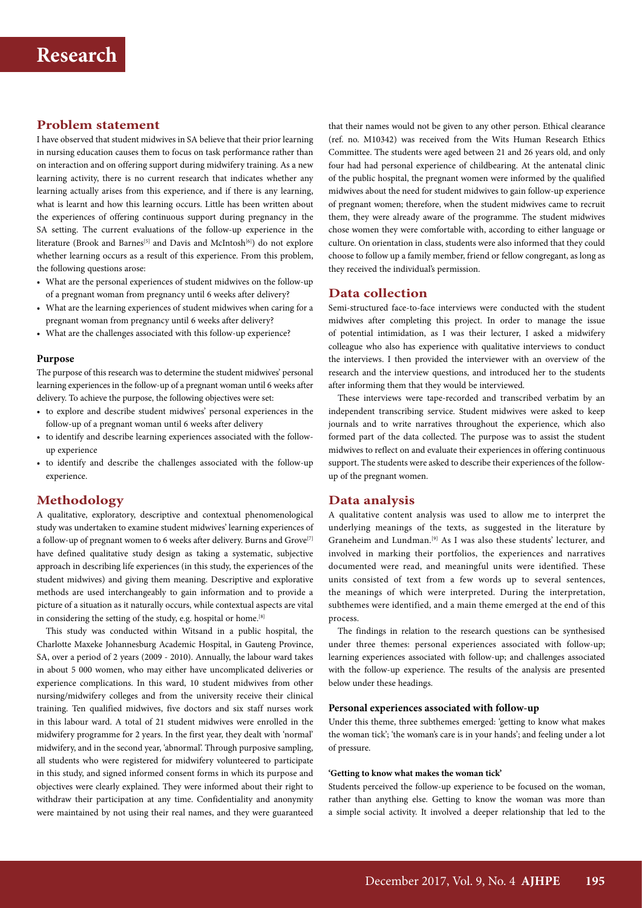## Problem statement

I have observed that student midwives in SA believe that their prior learning in nursing education causes them to focus on task performance rather than on interaction and on offering support during midwifery training. As a new learning activity, there is no current research that indicates whether any learning actually arises from this experience, and if there is any learning, what is learnt and how this learning occurs. Little has been written about the experiences of offering continuous support during pregnancy in the SA setting. The current evaluations of the follow-up experience in the literature (Brook and Barnes[5] and Davis and McIntosh[6]) do not explore whether learning occurs as a result of this experience. From this problem, the following questions arose:

- What are the personal experiences of student midwives on the follow-up of a pregnant woman from pregnancy until 6 weeks after delivery?
- What are the learning experiences of student midwives when caring for a pregnant woman from pregnancy until 6 weeks after delivery?
- What are the challenges associated with this follow-up experience?

### Purpose

The purpose of this research was to determine the student midwives' personal learning experiences in the follow-up of a pregnant woman until 6 weeks after delivery. To achieve the purpose, the following objectives were set:

- to explore and describe student midwives' personal experiences in the follow-up of a pregnant woman until 6 weeks after delivery
- to identify and describe learning experiences associated with the follow-up experience
- to identify and describe the challenges associated with the follow-up experience.

## Methodology

A qualitative, exploratory, descriptive and contextual phenomenological study was undertaken to examine student midwives' learning experiences of a follow-up of pregnant women to 6 weeks after delivery. Burns and Grove[7] have defined qualitative study design as taking a systematic, subjective approach in describing life experiences (in this study, the experiences of the student midwives) and giving them meaning. Descriptive and explorative methods are used interchangeably to gain information and to provide a picture of a situation as it naturally occurs, while contextual aspects are vital in considering the setting of the study, e.g. hospital or home.[8]

This study was conducted within Witsand in a public hospital, the Charlotte Maxeke Johannesburg Academic Hospital, in Gauteng Province, SA, over a period of 2 years (2009 - 2010). Annually, the labour ward takes in about 5 000 women, who may either have uncomplicated deliveries or experience complications. In this ward, 10 student midwives from other nursing/midwifery colleges and from the university receive their clinical training. Ten qualified midwives, five doctors and six staff nurses work in this labour ward. A total of 21 student midwives were enrolled in the midwifery programme for 2 years. In the first year, they dealt with 'normal' midwifery, and in the second year, 'abnormal'. Through purposive sampling, all students who were registered for midwifery volunteered to participate in this study, and signed informed consent forms in which its purpose and objectives were clearly explained. They were informed about their right to withdraw their participation at any time. Confidentiality and anonymity were maintained by not using their real names, and they were guaranteed that their names would not be given to any other person. Ethical clearance (ref. no. M10342) was received from the Wits Human Research Ethics Committee. The students were aged between 21 and 26 years old, and only four had had personal experience of childbearing. At the antenatal clinic of the public hospital, the pregnant women were informed by the qualified midwives about the need for student midwives to gain follow-up experience of pregnant women; therefore, when the student midwives came to recruit them, they were already aware of the programme. The student midwives chose women they were comfortable with, according to either language or culture. On orientation in class, students were also informed that they could choose to follow up a family member, friend or fellow congregant, as long as they received the individual's permission.

## Data collection

Semi-structured face-to-face interviews were conducted with the student midwives after completing this project. In order to manage the issue of potential intimidation, as I was their lecturer, I asked a midwifery colleague who also has experience with qualitative interviews to conduct the interviews. I then provided the interviewer with an overview of the research and the interview questions, and introduced her to the students after informing them that they would be interviewed.

These interviews were tape-recorded and transcribed verbatim by an independent transcribing service. Student midwives were asked to keep journals and to write narratives throughout the experience, which also formed part of the data collected. The purpose was to assist the student midwives to reflect on and evaluate their experiences in offering continuous support. The students were asked to describe their experiences of the follow-up of the pregnant women.

## Data analysis

A qualitative content analysis was used to allow me to interpret the underlying meanings of the texts, as suggested in the literature by Graneheim and Lundman.[9] As I was also these students' lecturer, and involved in marking their portfolios, the experiences and narratives documented were read, and meaningful units were identified. These units consisted of text from a few words up to several sentences, the meanings of which were interpreted. During the interpretation, subthemes were identified, and a main theme emerged at the end of this process.

The findings in relation to the research questions can be synthesised under three themes: personal experiences associated with follow-up; learning experiences associated with follow-up; and challenges associated with the follow-up experience. The results of the analysis are presented below under these headings.

### Personal experiences associated with follow-up

Under this theme, three subthemes emerged: 'getting to know what makes the woman tick'; 'the woman's care is in your hands'; and feeling under a lot of pressure.

#### 'Getting to know what makes the woman tick'

Students perceived the follow-up experience to be focused on the woman, rather than anything else. Getting to know the woman was more than a simple social activity. It involved a deeper relationship that led to the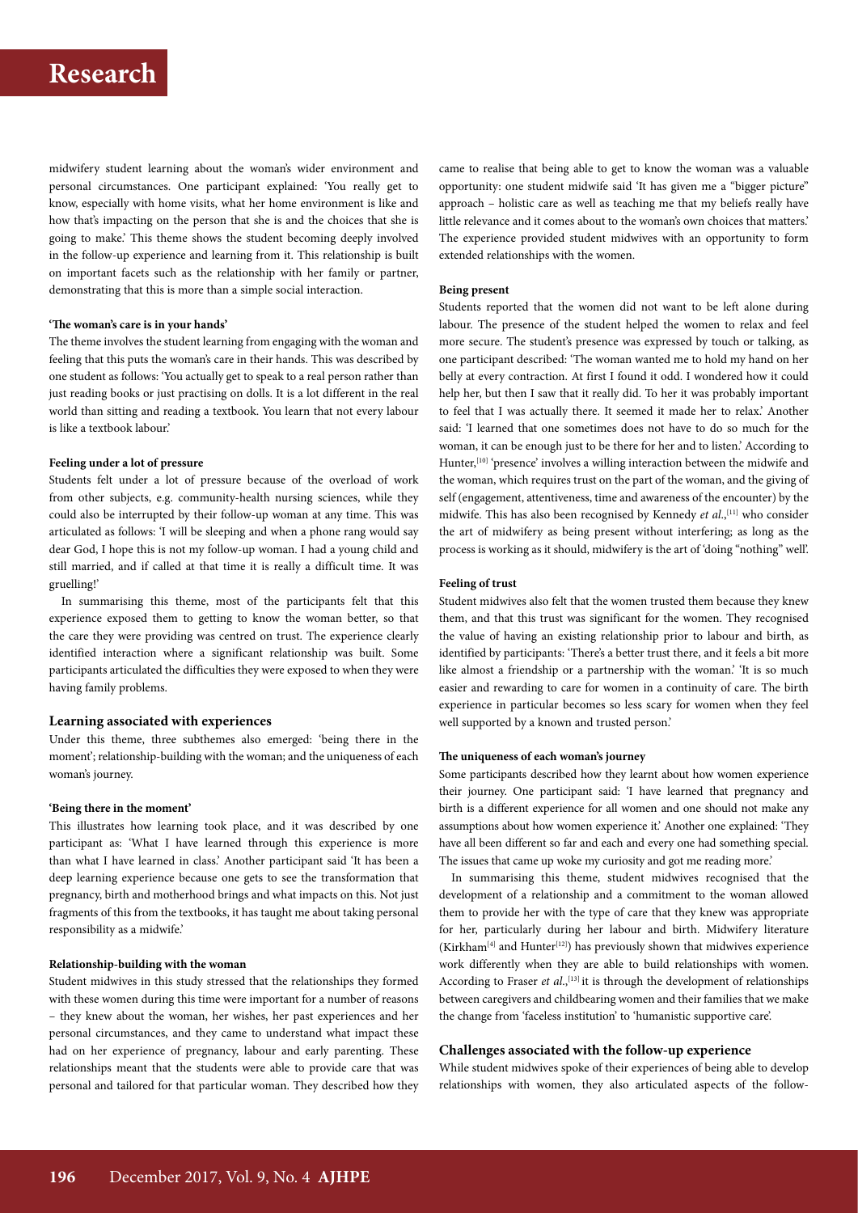midwifery student learning about the woman's wider environment and personal circumstances. One participant explained: 'You really get to know, especially with home visits, what her home environment is like and how that's impacting on the person that she is and the choices that she is going to make.' This theme shows the student becoming deeply involved in the follow-up experience and learning from it. This relationship is built on important facets such as the relationship with her family or partner, demonstrating that this is more than a simple social interaction.

#### 'The woman's care is in your hands'

The theme involves the student learning from engaging with the woman and feeling that this puts the woman's care in their hands. This was described by one student as follows: 'You actually get to speak to a real person rather than just reading books or just practising on dolls. It is a lot different in the real world than sitting and reading a textbook. You learn that not every labour is like a textbook labour.'

#### Feeling under a lot of pressure

Students felt under a lot of pressure because of the overload of work from other subjects, e.g. community-health nursing sciences, while they could also be interrupted by their follow-up woman at any time. This was articulated as follows: 'I will be sleeping and when a phone rang would say dear God, I hope this is not my follow-up woman. I had a young child and still married, and if called at that time it is really a difficult time. It was gruelling!'

In summarising this theme, most of the participants felt that this experience exposed them to getting to know the woman better, so that the care they were providing was centred on trust. The experience clearly identified interaction where a significant relationship was built. Some participants articulated the difficulties they were exposed to when they were having family problems.

### Learning associated with experiences

Under this theme, three subthemes also emerged: 'being there in the moment'; relationship-building with the woman; and the uniqueness of each woman's journey.

#### 'Being there in the moment'

This illustrates how learning took place, and it was described by one participant as: 'What I have learned through this experience is more than what I have learned in class.' Another participant said 'It has been a deep learning experience because one gets to see the transformation that pregnancy, birth and motherhood brings and what impacts on this. Not just fragments of this from the textbooks, it has taught me about taking personal responsibility as a midwife.'

#### Relationship-building with the woman

Student midwives in this study stressed that the relationships they formed with these women during this time were important for a number of reasons – they knew about the woman, her wishes, her past experiences and her personal circumstances, and they came to understand what impact these had on her experience of pregnancy, labour and early parenting. These relationships meant that the students were able to provide care that was personal and tailored for that particular woman. They described how they came to realise that being able to get to know the woman was a valuable opportunity: one student midwife said 'It has given me a "bigger picture" approach – holistic care as well as teaching me that my beliefs really have little relevance and it comes about to the woman's own choices that matters.' The experience provided student midwives with an opportunity to form extended relationships with the women.

#### Being present

Students reported that the women did not want to be left alone during labour. The presence of the student helped the women to relax and feel more secure. The student's presence was expressed by touch or talking, as one participant described: 'The woman wanted me to hold my hand on her belly at every contraction. At first I found it odd. I wondered how it could help her, but then I saw that it really did. To her it was probably important to feel that I was actually there. It seemed it made her to relax.' Another said: 'I learned that one sometimes does not have to do so much for the woman, it can be enough just to be there for her and to listen.' According to Hunter,[10] 'presence' involves a willing interaction between the midwife and the woman, which requires trust on the part of the woman, and the giving of self (engagement, attentiveness, time and awareness of the encounter) by the midwife. This has also been recognised by Kennedy *et al*.,[11] who consider the art of midwifery as being present without interfering; as long as the process is working as it should, midwifery is the art of 'doing "nothing" well'.

#### Feeling of trust

Student midwives also felt that the women trusted them because they knew them, and that this trust was significant for the women. They recognised the value of having an existing relationship prior to labour and birth, as identified by participants: 'There's a better trust there, and it feels a bit more like almost a friendship or a partnership with the woman.' 'It is so much easier and rewarding to care for women in a continuity of care. The birth experience in particular becomes so less scary for women when they feel well supported by a known and trusted person.'

#### The uniqueness of each woman's journey

Some participants described how they learnt about how women experience their journey. One participant said: 'I have learned that pregnancy and birth is a different experience for all women and one should not make any assumptions about how women experience it.' Another one explained: 'They have all been different so far and each and every one had something special. The issues that came up woke my curiosity and got me reading more.'

In summarising this theme, student midwives recognised that the development of a relationship and a commitment to the woman allowed them to provide her with the type of care that they knew was appropriate for her, particularly during her labour and birth. Midwifery literature (Kirkham[4] and Hunter[12]) has previously shown that midwives experience work differently when they are able to build relationships with women. According to Fraser *et al*.,[13] it is through the development of relationships between caregivers and childbearing women and their families that we make the change from 'faceless institution' to 'humanistic supportive care'.

### Challenges associated with the follow-up experience

While student midwives spoke of their experiences of being able to develop relationships with women, they also articulated aspects of the follow-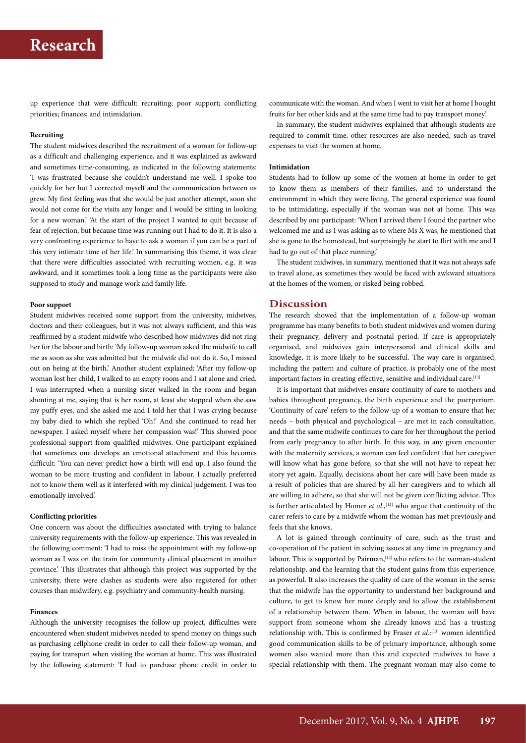up experience that were difficult: recruiting; poor support; conflicting priorities; finances; and intimidation.

#### Recruiting

The student midwives described the recruitment of a woman for follow-up as a difficult and challenging experience, and it was explained as awkward and sometimes time-consuming, as indicated in the following statements: 'I was frustrated because she couldn't understand me well. I spoke too quickly for her but I corrected myself and the communication between us grew. My first feeling was that she would be just another attempt, soon she would not come for the visits any longer and I would be sitting in looking for a new woman.' 'At the start of the project I wanted to quit because of fear of rejection, but because time was running out I had to do it. It is also a very confronting experience to have to ask a woman if you can be a part of this very intimate time of her life.' In summarising this theme, it was clear that there were difficulties associated with recruiting women, e.g. it was awkward, and it sometimes took a long time as the participants were also supposed to study and manage work and family life.

#### Poor support

Student midwives received some support from the university, midwives, doctors and their colleagues, but it was not always sufficient, and this was reaffirmed by a student midwife who described how midwives did not ring her for the labour and birth: 'My follow-up woman asked the midwife to call me as soon as she was admitted but the midwife did not do it. So, I missed out on being at the birth.' Another student explained: 'After my follow-up woman lost her child, I walked to an empty room and I sat alone and cried. I was interrupted when a nursing sister walked in the room and began shouting at me, saying that is her room, at least she stopped when she saw my puffy eyes, and she asked me and I told her that I was crying because my baby died to which she replied 'Oh!' And she continued to read her newspaper. I asked myself where her compassion was!' This showed poor professional support from qualified midwives. One participant explained that sometimes one develops an emotional attachment and this becomes difficult: 'You can never predict how a birth will end up, I also found the woman to be more trusting and confident in labour. I actually preferred not to know them well as it interfered with my clinical judgement. I was too emotionally involved.'

#### Conflicting priorities

One concern was about the difficulties associated with trying to balance university requirements with the follow-up experience. This was revealed in the following comment: 'I had to miss the appointment with my follow-up woman as I was on the train for community clinical placement in another province.' This illustrates that although this project was supported by the university, there were clashes as students were also registered for other courses than midwifery, e.g. psychiatry and community-health nursing.

#### Finances

Although the university recognises the follow-up project, difficulties were encountered when student midwives needed to spend money on things such as purchasing cellphone credit in order to call their follow-up woman, and paying for transport when visiting the woman at home. This was illustrated by the following statement: 'I had to purchase phone credit in order to communicate with the woman. And when I went to visit her at home I bought fruits for her other kids and at the same time had to pay transport money.'

In summary, the student midwives explained that although students are required to commit time, other resources are also needed, such as travel expenses to visit the women at home.

#### Intimidation

Students had to follow up some of the women at home in order to get to know them as members of their families, and to understand the environment in which they were living. The general experience was found to be intimidating, especially if the woman was not at home. This was described by one participant: 'When I arrived there I found the partner who welcomed me and as I was asking as to where Ms X was, he mentioned that she is gone to the homestead, but surprisingly he start to flirt with me and I had to go out of that place running.'

The student midwives, in summary, mentioned that it was not always safe to travel alone, as sometimes they would be faced with awkward situations at the homes of the women, or risked being robbed.

## Discussion

The research showed that the implementation of a follow-up woman programme has many benefits to both student midwives and women during their pregnancy, delivery and postnatal period. If care is appropriately organised, and midwives gain interpersonal and clinical skills and knowledge, it is more likely to be successful. The way care is organised, including the pattern and culture of practice, is probably one of the most important factors in creating effective, sensitive and individual care.[13]

It is important that midwives ensure continuity of care to mothers and babies throughout pregnancy, the birth experience and the puerperium. 'Continuity of care' refers to the follow-up of a woman to ensure that her needs – both physical and psychological – are met in each consultation, and that the same midwife continues to care for her throughout the period from early pregnancy to after birth. In this way, in any given encounter with the maternity services, a woman can feel confident that her caregiver will know what has gone before, so that she will not have to repeat her story yet again. Equally, decisions about her care will have been made as a result of policies that are shared by all her caregivers and to which all are willing to adhere, so that she will not be given conflicting advice. This is further articulated by Homer *et al*.,[14] who argue that continuity of the carer refers to care by a midwife whom the woman has met previously and feels that she knows.

A lot is gained through continuity of care, such as the trust and co-operation of the patient in solving issues at any time in pregnancy and labour. This is supported by Pairman,[14] who refers to the woman-student relationship, and the learning that the student gains from this experience, as powerful. It also increases the quality of care of the woman in the sense that the midwife has the opportunity to understand her background and culture, to get to know her more deeply and to allow the establishment of a relationship between them. When in labour, the woman will have support from someone whom she already knows and has a trusting relationship with. This is confirmed by Fraser *et al*.:[13] women identified good communication skills to be of primary importance, although some women also wanted more than this and expected midwives to have a special relationship with them. The pregnant woman may also come to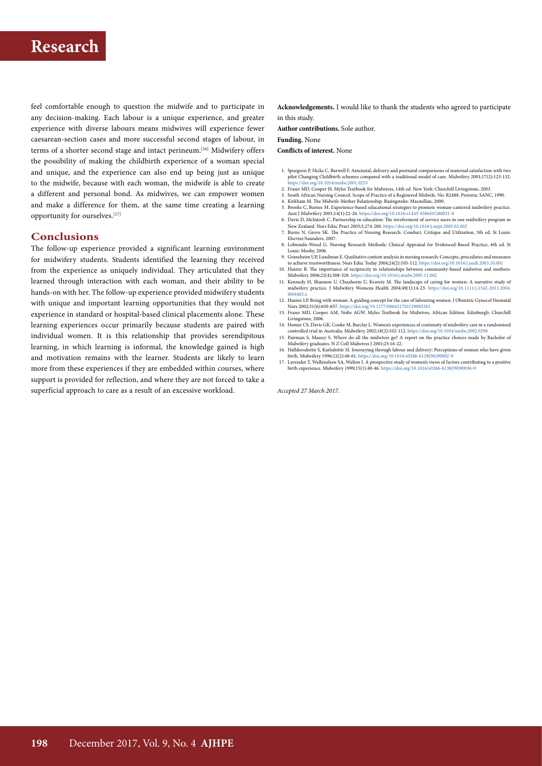feel comfortable enough to question the midwife and to participate in any decision-making. Each labour is a unique experience, and greater experience with diverse labours means midwives will experience fewer caesarean-section cases and more successful second stages of labour, in terms of a shorter second stage and intact perineum.[16] Midwifery offers the possibility of making the childbirth experience of a woman special and unique, and the experience can also end up being just as unique to the midwife, because with each woman, the midwife is able to create a different and personal bond. As midwives, we can empower women and make a difference for them, at the same time creating a learning opportunity for ourselves.[17]

## Conclusions

The follow-up experience provided a significant learning environment for midwifery students. Students identified the learning they received from the experience as uniquely individual. They articulated that they learned through interaction with each woman, and their ability to be hands-on with her. The follow-up experience provided midwifery students with unique and important learning opportunities that they would not experience in standard or hospital-based clinical placements alone. These learning experiences occur primarily because students are paired with individual women. It is this relationship that provides serendipitous learning, in which learning is informal, the knowledge gained is high and motivation remains with the learner. Students are likely to learn more from these experiences if they are embedded within courses, where support is provided for reflection, and where they are not forced to take a superficial approach to care as a result of an excessive workload.

**Acknowledgements.** I would like to thank the students who agreed to participate in this study.

**Author contributions.** Sole author.

**Funding.** None

**Conflicts of interest.** None

1. Spurgeon P, Hicks C, Barwell F. Antenatal, delivery and postnatal comparisons of maternal satisfaction with two pilot Changing Childbirth schemes compared with a traditional model of care. Midwifery 2001;17(2):123-132. https://doi.org/10.1054/midw.2001.0255
2. Fraser MD, Cooper IS. Myles Textbook for Midwives, 14th ed. New York: Churchill Livingstone, 2003.
3. South African Nursing Council. Scope of Practice of a Registered Midwife. No: R2488. Pretoria: SANC, 1990.
4. Kirkham M. The Midwife-Mother Relationship. Basingstoke: Macmillan, 2000.
5. Brooks C, Barnes M. Experience-based educational strategies to promote woman-cantered midwifery practice. Aust J Midwifery 2001;14(1):22-26. https://doi.org/10.1016/s1445-4386(01)80031-8
6. Davis D, McIntosh C. Partnership in education: The involvement of service users in one midwifery program in New Zealand. Nurs Educ Pract 2005;5,274-280. https://doi.org/10.1016/j.nepr.2005.02.002
7. Burns N, Grove SK. The Practice of Nursing Research: Conduct, Critique and Utilization, 5th ed. St Louis: Elsevier/Saunders, 2007.
8. Lobiondo-Wood G. Nursing Research Methods: Clinical Appraisal for Evidenced-Based Practice, 6th ed. St Louis: Mosby, 2006.
9. Graneheim UP, Lundman E. Qualitative content analysis in nursing research: Concepts, procedures and measures to achieve trustworthiness. Nurs Educ Today 2004;24(2):105-112. https://doi.org/10.1016/j.nedt.2003.10.001
10. Hunter B. The importance of reciprocity in relationships between community-based midwives and mothers. Midwifery 2006;22(4):308-328. https://doi.org/10.1016/j.midw.2005.11.002
11. Kennedy H, Shannon U, Chuahorm U, Kravetz M. The landscape of caring for women: A narrative study of midwifery practice. J Midwifery Womens Health 2004;49(1):14-23. https://doi.org/10.1111/j.1542-2011.2004.tb04403.x
12. Hunter LP. Being with woman: A guiding concept for the care of labouring women. J Obstetric Gynecol Neonatal Nurs 2002;31(6):650-657. https://doi.org/10.1177/088421702129005281
13. Fraser MD, Cooper AM, Nolte AGW. Myles Textbook for Midwives, African Edition. Edinburgh: Churchill Livingstone, 2006.
14. Homer CS, Davis GK, Cooke M, Barclay L. Women's experiences of continuity of midwifery care in a randomised controlled trial in Australia. Midwifery 2002;18(2):102-112. https://doi.org/10.1054/midw.2002.0298
15. Pairman S, Massey S. Where do all the midwives go? A report on the practice choices made by Bachelor of Midwifery graduates. N Z Coll Midwives J 2001;25:16-22.
16. Halldorsdottir S, Karlsdottir SI. Journeying through labour and delivery: Perceptions of women who have given birth. Midwifery 1996;12(2):48-61. https://doi.org/10.1016/s0266-6138(96)90002-9
17. Lavender T, Walkinshaw SA, Walton I. A prospective study of women's views of factors contributing to a positive birth experience. Midwifery 1999;15(1):40-46. https://doi.org/10.1016/s0266-6138(99)90036-0

*Accepted 27 March 2017.*